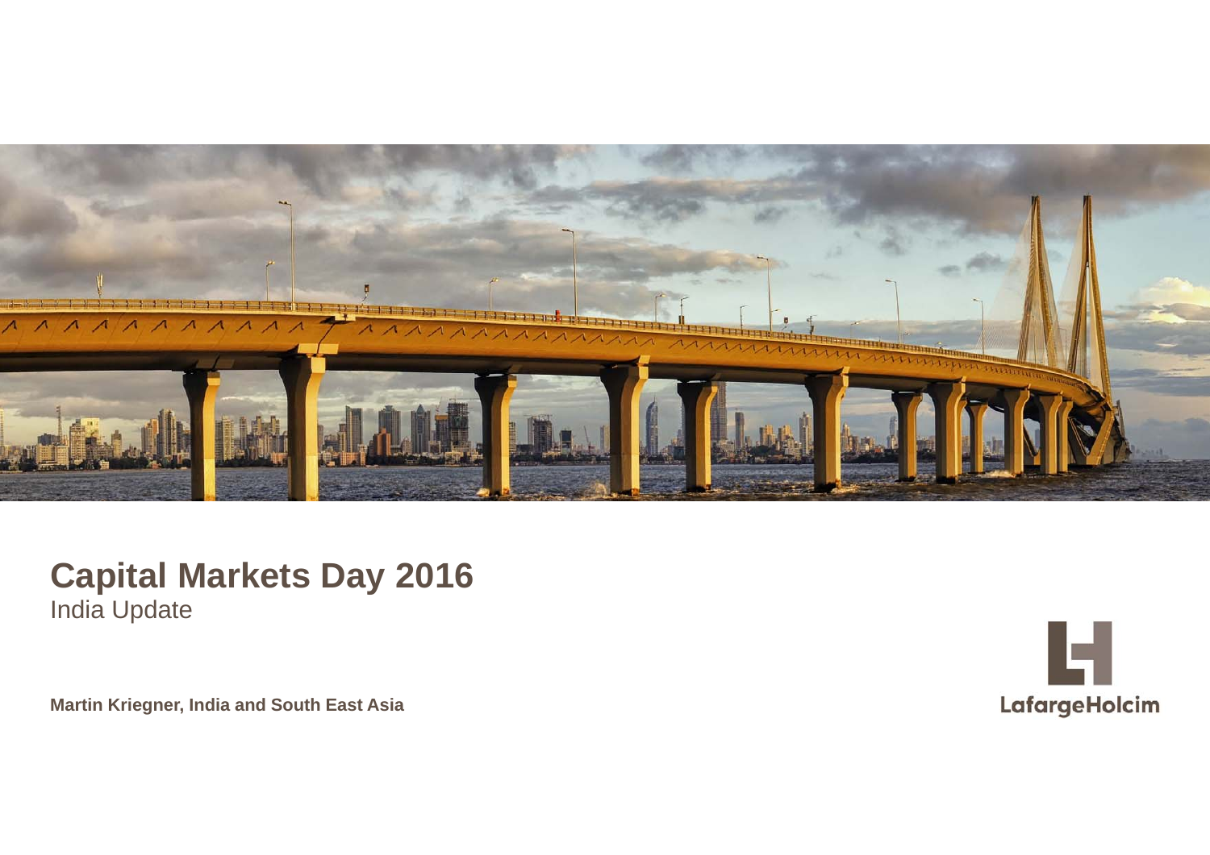# Capital Markets Day 2016

India Update

**Martin Kriegner, India and South East Asia**

LafargeHolcim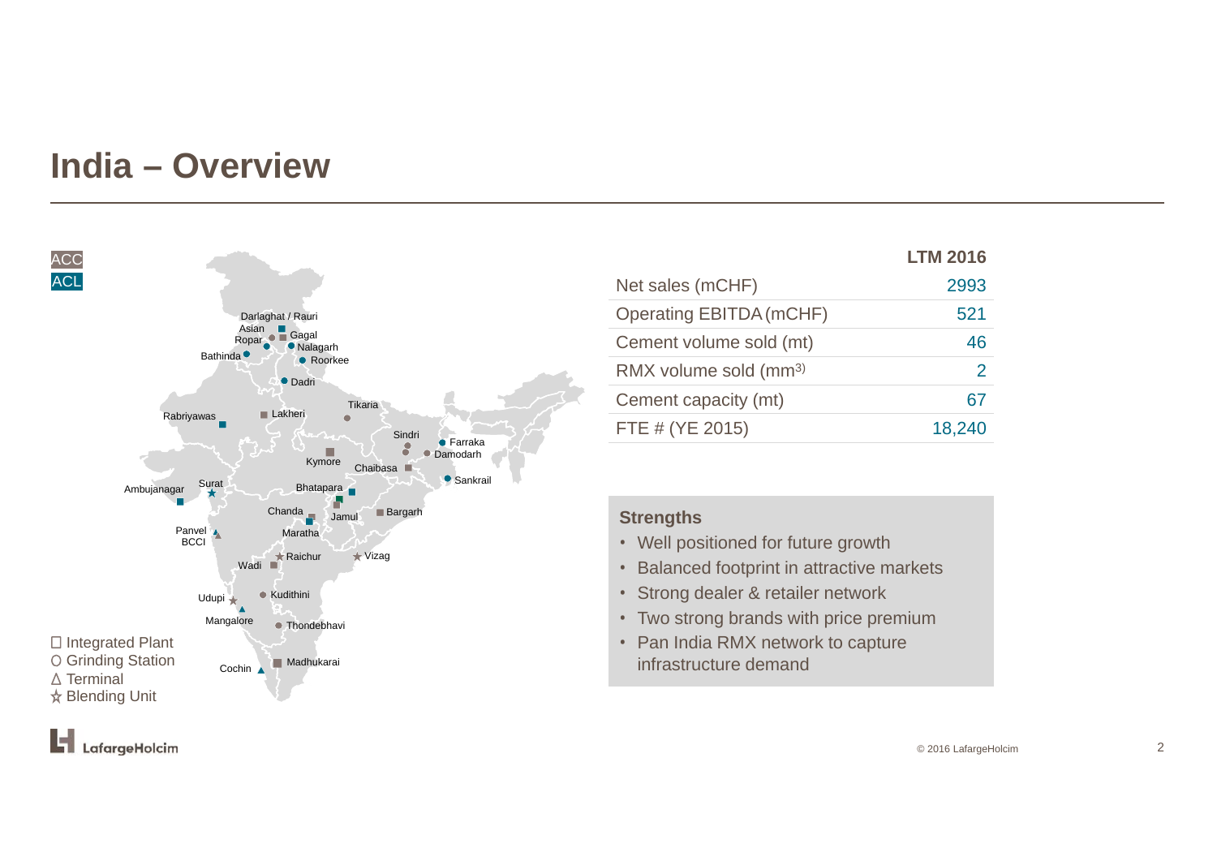# India – Overview

ACC
ACL

Darlaghat / Rauri
Asian
Ropar
Gagal
Nalagarh
Bathinda
Roorkee
Dadri
Tikaria
Rabriyawas
Lakheri
Sindri
Farraka
Damodarh
Kymore
Chaibasa
Sankrail
Ambujanagar
Surat
Bhatapara
Chanda
Jamul
Bargarh
Panvel
BCCI
Maratha
Raichur
Vizag
Wadi
Udupi
Kudithini
Mangalore
Thondebhavi
Cochin
Madhukarai

☐ Integrated Plant
○ Grinding Station
△ Terminal
☆ Blending Unit

| | LTM 2016 |
|---|---|
| Net sales (mCHF) | 2993 |
| Operating EBITDA (mCHF) | 521 |
| Cement volume sold (mt) | 46 |
| RMX volume sold (mm3) | 2 |
| Cement capacity (mt) | 67 |
| FTE # (YE 2015) | 18,240 |

### Strengths

- Well positioned for future growth
- Balanced footprint in attractive markets
- Strong dealer & retailer network
- Two strong brands with price premium
- Pan India RMX network to capture infrastructure demand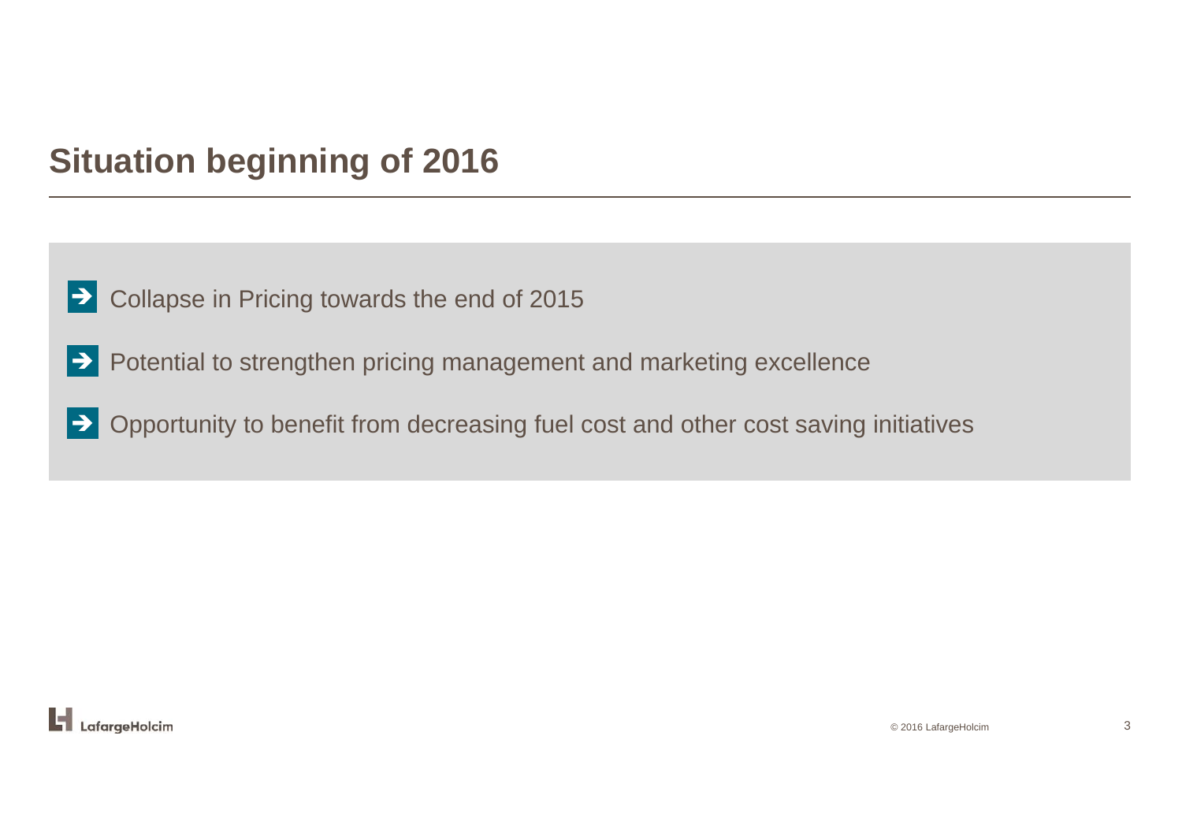# Situation beginning of 2016

- Collapse in Pricing towards the end of 2015
- Potential to strengthen pricing management and marketing excellence
- Opportunity to benefit from decreasing fuel cost and other cost saving initiatives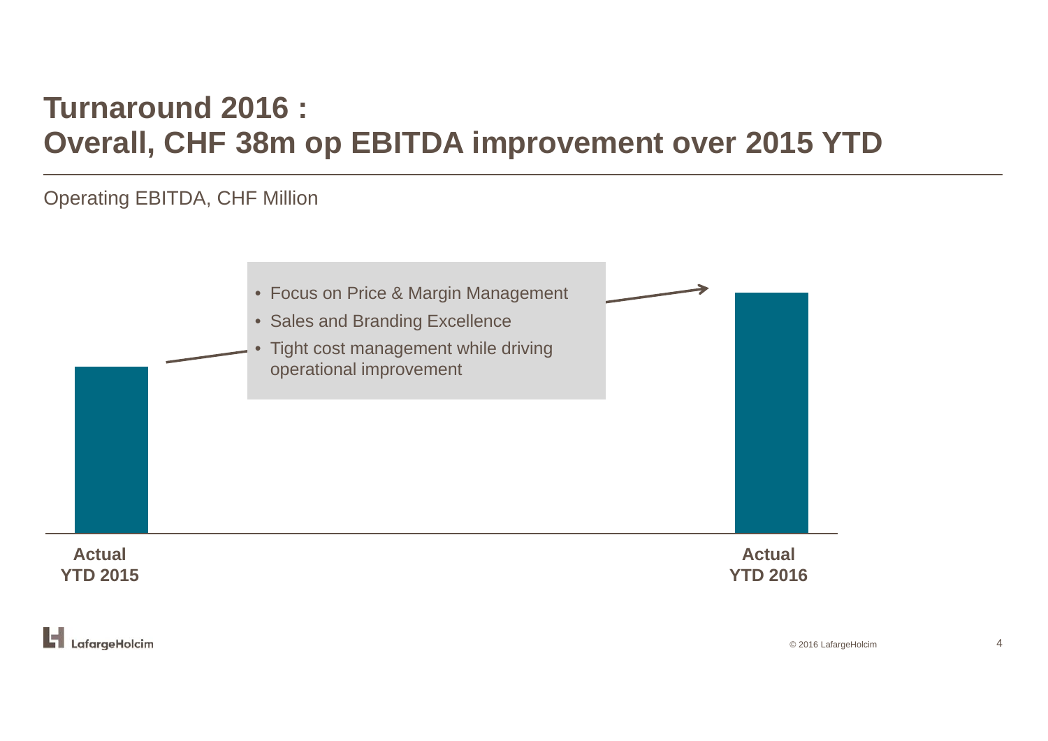# Turnaround 2016 : Overall, CHF 38m op EBITDA improvement over 2015 YTD

Operating EBITDA, CHF Million

- Focus on Price & Margin Management
- Sales and Branding Excellence
- Tight cost management while driving operational improvement

Actual YTD 2015

Actual YTD 2016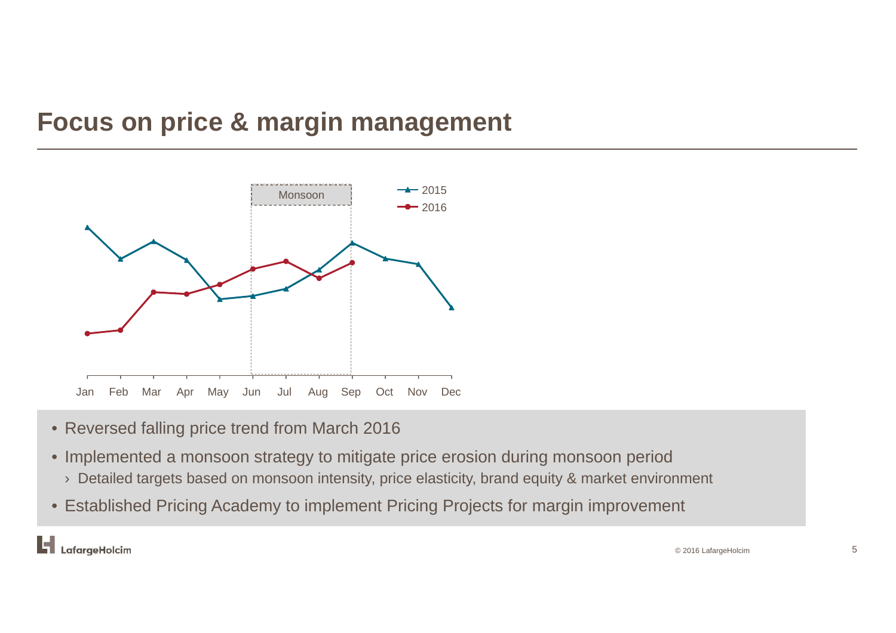# Focus on price & margin management

- Reversed falling price trend from March 2016
- Implemented a monsoon strategy to mitigate price erosion during monsoon period
  - › Detailed targets based on monsoon intensity, price elasticity, brand equity & market environment
- Established Pricing Academy to implement Pricing Projects for margin improvement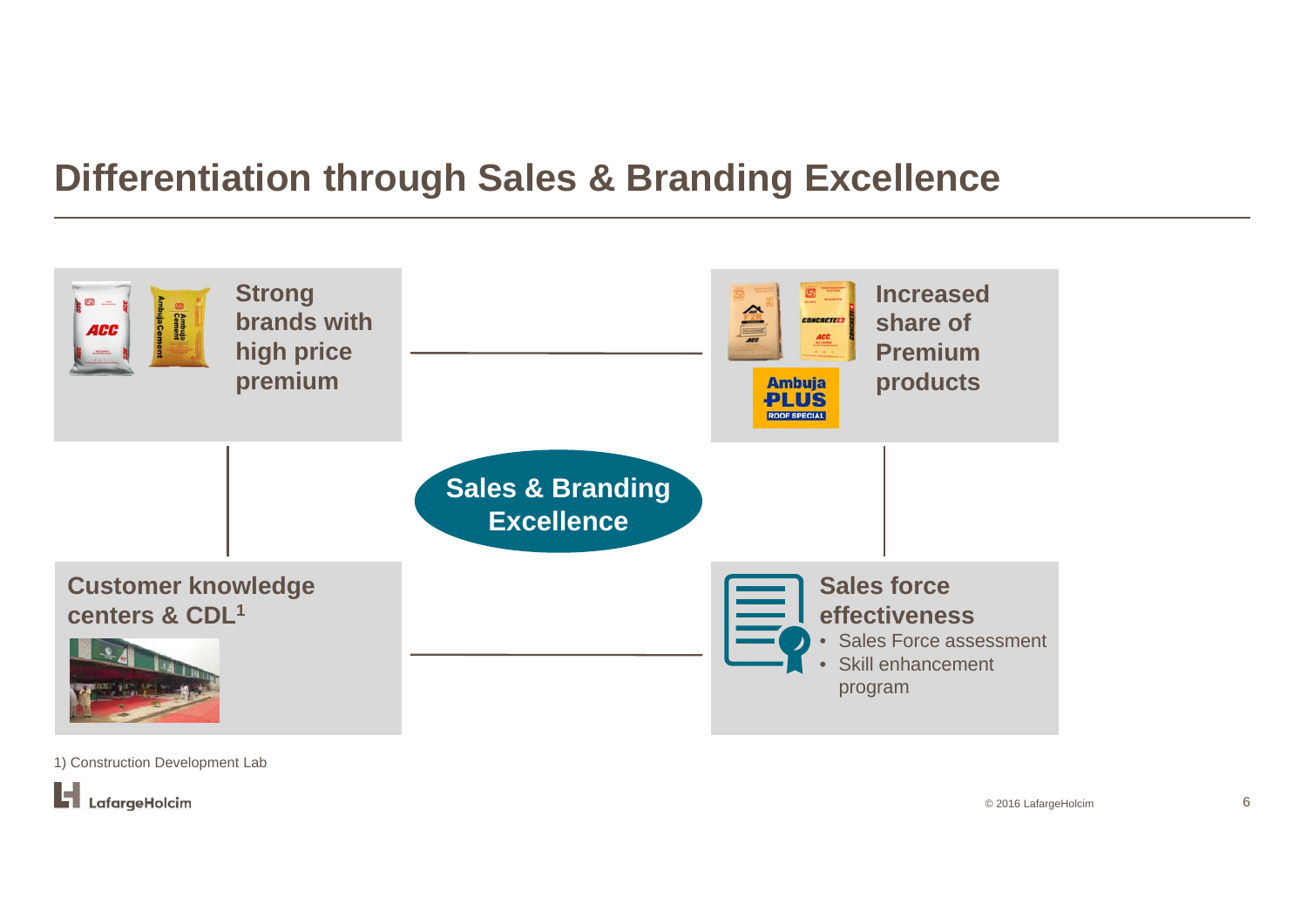# Differentiation through Sales & Branding Excellence

**Strong brands with high price premium**

**Increased share of Premium products**

**Sales & Branding Excellence**

**Customer knowledge centers & CDL[1]**

**Sales force effectiveness**

- Sales Force assessment
- Skill enhancement program

1) Construction Development Lab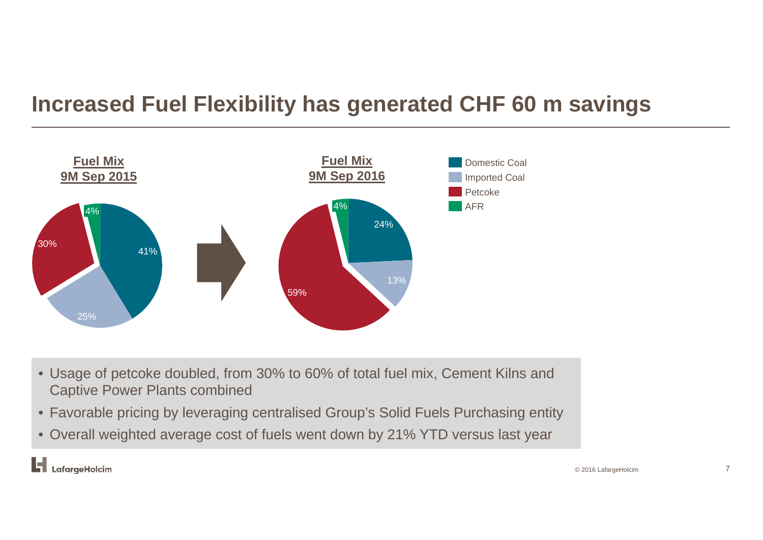# Increased Fuel Flexibility has generated CHF 60 m savings

**Fuel Mix 9M Sep 2015**

| Fuel | Share |
|---|---|
| Domestic Coal | 41% |
| Imported Coal | 25% |
| Petcoke | 30% |
| AFR | 4% |

**Fuel Mix 9M Sep 2016**

| Fuel | Share |
|---|---|
| Domestic Coal | 24% |
| Imported Coal | 13% |
| Petcoke | 59% |
| AFR | 4% |

- Usage of petcoke doubled, from 30% to 60% of total fuel mix, Cement Kilns and Captive Power Plants combined
- Favorable pricing by leveraging centralised Group's Solid Fuels Purchasing entity
- Overall weighted average cost of fuels went down by 21% YTD versus last year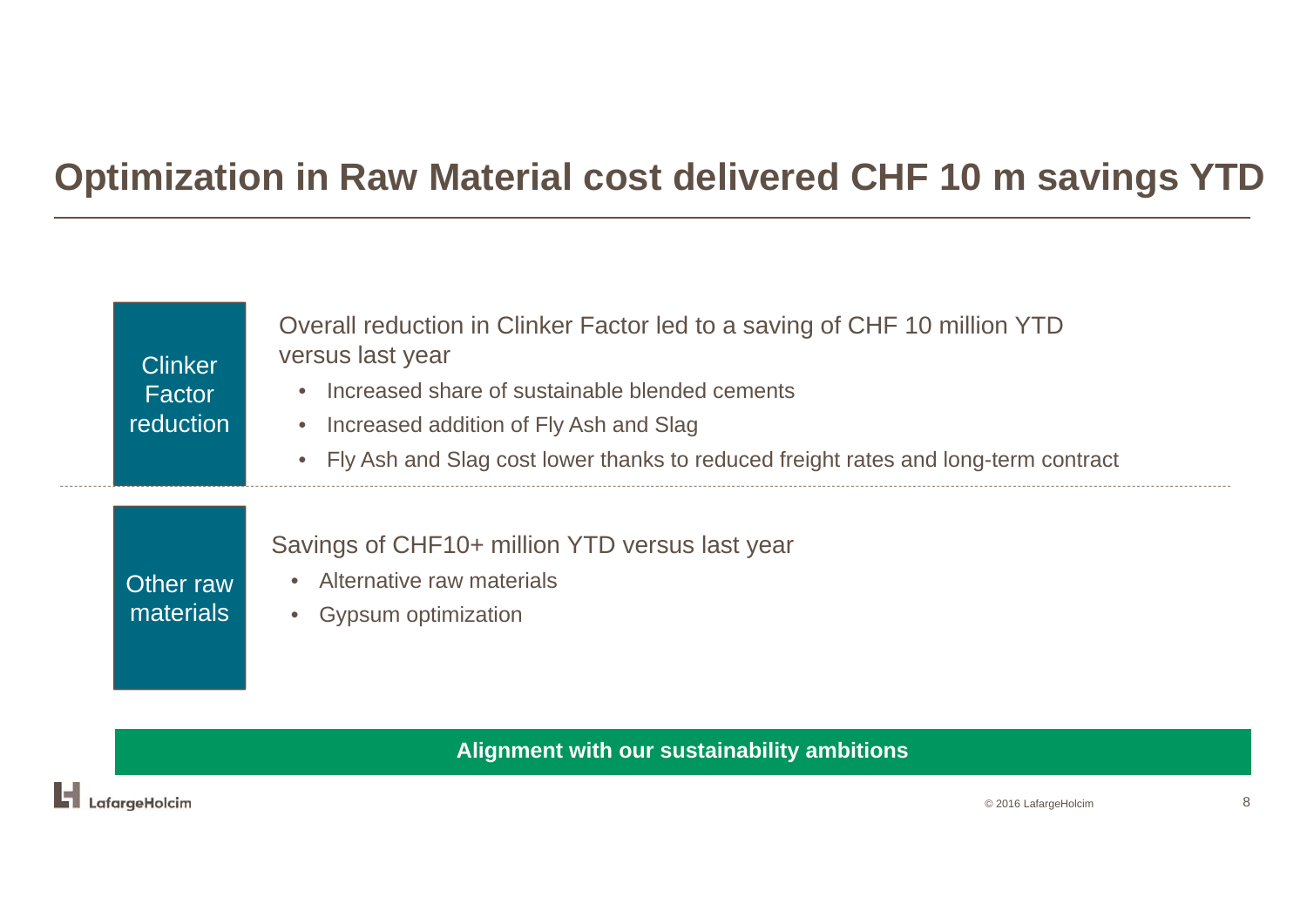# Optimization in Raw Material cost delivered CHF 10 m savings YTD

**Clinker Factor reduction**

Overall reduction in Clinker Factor led to a saving of CHF 10 million YTD versus last year

- Increased share of sustainable blended cements
- Increased addition of Fly Ash and Slag
- Fly Ash and Slag cost lower thanks to reduced freight rates and long-term contract

**Other raw materials**

Savings of CHF10+ million YTD versus last year

- Alternative raw materials
- Gypsum optimization

**Alignment with our sustainability ambitions**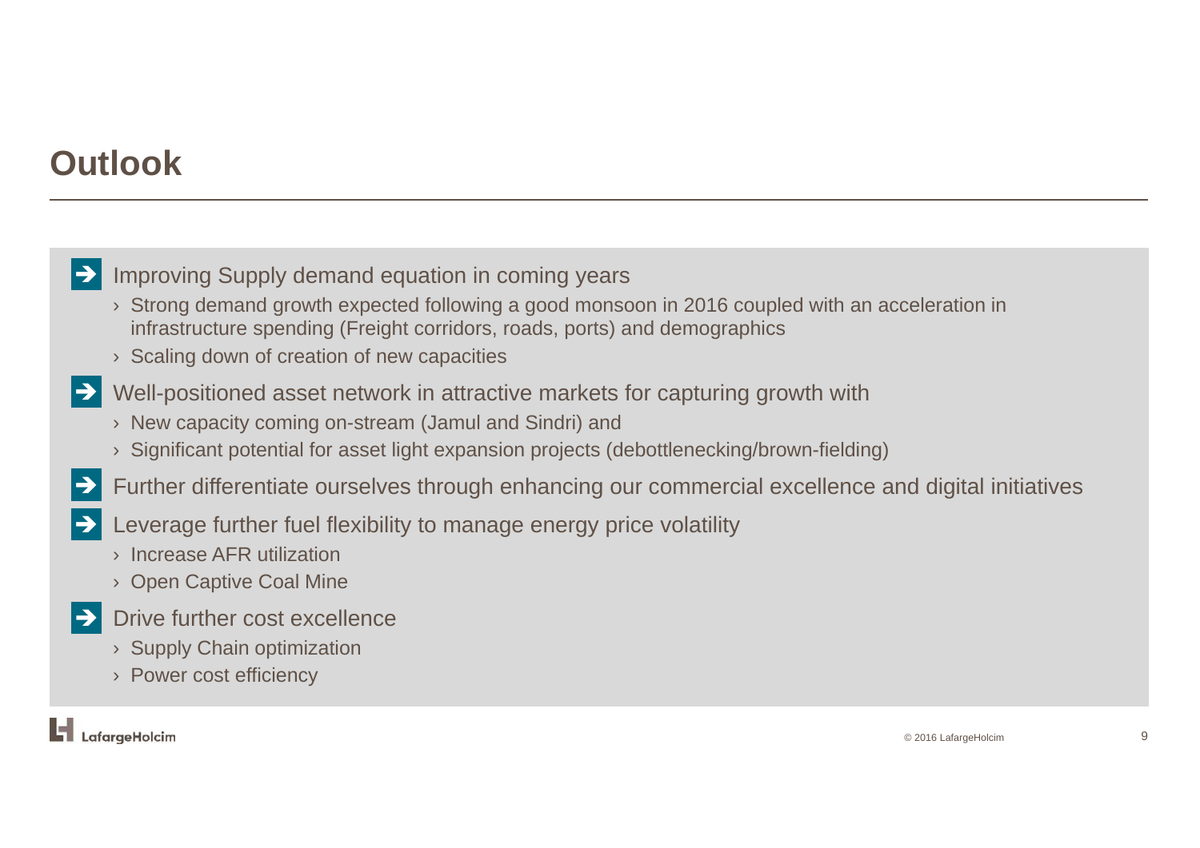# Outlook

- Improving Supply demand equation in coming years
  - Strong demand growth expected following a good monsoon in 2016 coupled with an acceleration in infrastructure spending (Freight corridors, roads, ports) and demographics
  - Scaling down of creation of new capacities
- Well-positioned asset network in attractive markets for capturing growth with
  - New capacity coming on-stream (Jamul and Sindri) and
  - Significant potential for asset light expansion projects (debottlenecking/brown-fielding)
- Further differentiate ourselves through enhancing our commercial excellence and digital initiatives
- Leverage further fuel flexibility to manage energy price volatility
  - Increase AFR utilization
  - Open Captive Coal Mine
- Drive further cost excellence
  - Supply Chain optimization
  - Power cost efficiency